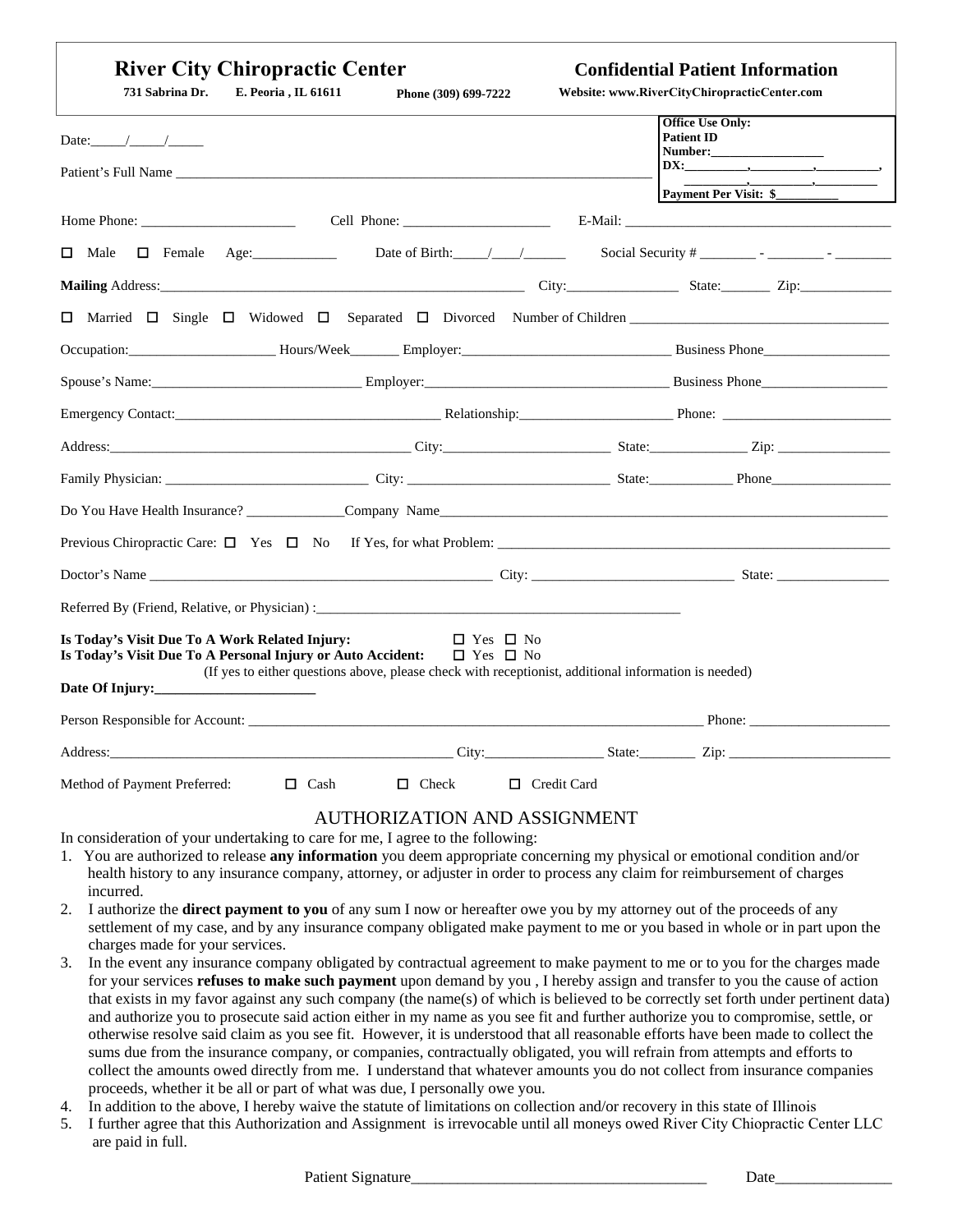# River City Chiropractic Center

**731 Sabrina Dr. E. Peoria , IL 61611 Phone (309) 699-7222**

## Confidential Patient Information

**Website: www.RiverCityChiropracticCenter.com**

**Office Use Only:**
**Patient ID Number:________________**
**DX:__________,__________,__________,**
**__________,__________,__________**
**Payment Per Visit: $__________**

Date:_____/_____/_____

Patient's Full Name ___________________________________________________________________________

Home Phone: ______________________ Cell Phone: _____________________ E-Mail: ______________________________________

☐ Male ☐ Female Age:____________ Date of Birth:_____/____/______ Social Security # ________ - ________ - ________

**Mailing** Address:_____________________________________________________ City:________________ State:_______ Zip:_____________

☐ Married ☐ Single ☐ Widowed ☐ Separated ☐ Divorced Number of Children ____________________________________

Occupation:_____________________ Hours/Week_______ Employer:_____________________________ Business Phone__________________

Spouse's Name:_____________________________ Employer:__________________________________ Business Phone__________________

Emergency Contact:______________________________________ Relationship:______________________ Phone: ________________________

Address:__________________________________________ City:________________________ State:______________ Zip: ________________

Family Physician: _____________________________ City: ____________________________ State:____________ Phone_________________

Do You Have Health Insurance? ______________Company Name_______________________________________________________________

Previous Chiropractic Care: ☐ Yes ☐ No If Yes, for what Problem: _________________________________________________________

Doctor's Name ___________________________________________________ City: _____________________________ State: ________________

Referred By (Friend, Relative, or Physician) :_____________________________________________________

**Is Today's Visit Due To A Work Related Injury:** ☐ Yes ☐ No
**Is Today's Visit Due To A Personal Injury or Auto Accident:** ☐ Yes ☐ No
(If yes to either questions above, please check with receptionist, additional information is needed)
**Date Of Injury:_______________________**

Person Responsible for Account: __________________________________________________________________ Phone: ____________________

Address:__________________________________________________ City:_________________ State:________ Zip: _______________________

Method of Payment Preferred: ☐ Cash ☐ Check ☐ Credit Card

## AUTHORIZATION AND ASSIGNMENT

In consideration of your undertaking to care for me, I agree to the following:

1. You are authorized to release **any information** you deem appropriate concerning my physical or emotional condition and/or health history to any insurance company, attorney, or adjuster in order to process any claim for reimbursement of charges incurred.
2. I authorize the **direct payment to you** of any sum I now or hereafter owe you by my attorney out of the proceeds of any settlement of my case, and by any insurance company obligated make payment to me or you based in whole or in part upon the charges made for your services.
3. In the event any insurance company obligated by contractual agreement to make payment to me or to you for the charges made for your services **refuses to make such payment** upon demand by you , I hereby assign and transfer to you the cause of action that exists in my favor against any such company (the name(s) of which is believed to be correctly set forth under pertinent data) and authorize you to prosecute said action either in my name as you see fit and further authorize you to compromise, settle, or otherwise resolve said claim as you see fit. However, it is understood that all reasonable efforts have been made to collect the sums due from the insurance company, or companies, contractually obligated, you will refrain from attempts and efforts to collect the amounts owed directly from me. I understand that whatever amounts you do not collect from insurance companies proceeds, whether it be all or part of what was due, I personally owe you.
4. In addition to the above, I hereby waive the statute of limitations on collection and/or recovery in this state of Illinois
5. I further agree that this Authorization and Assignment is irrevocable until all moneys owed River City Chiopractic Center LLC are paid in full.

Patient Signature______________________________________ Date_______________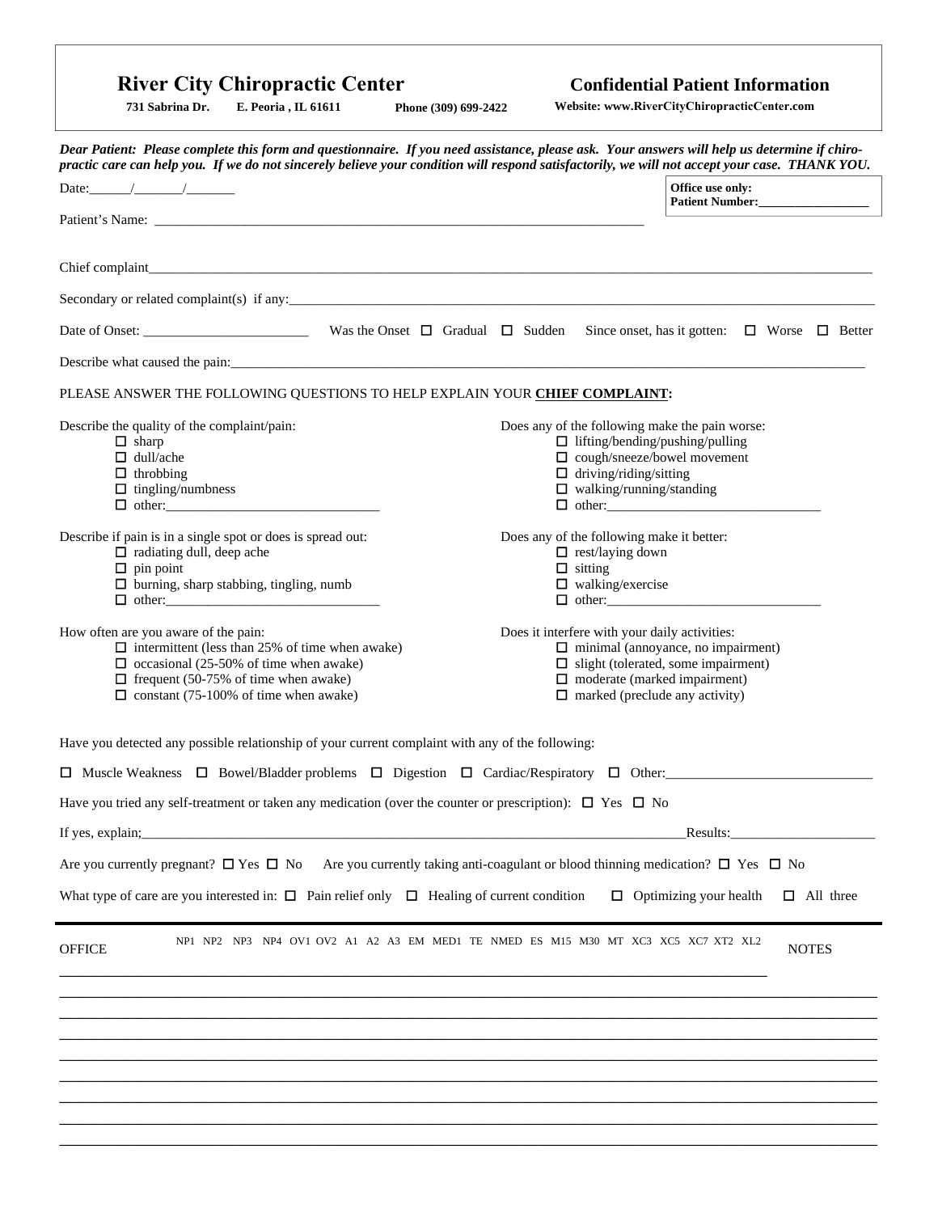# River City Chiropractic Center

**731 Sabrina Dr.   E. Peoria , IL 61611   Phone (309) 699-2422**

## Confidential Patient Information

**Website: www.RiverCityChiropracticCenter.com**

***Dear Patient: Please complete this form and questionnaire. If you need assistance, please ask. Your answers will help us determine if chiropractic care can help you. If we do not sincerely believe your condition will respond satisfactorily, we will not accept your case. THANK YOU.***

Date:\_\_\_\_\_\_/\_\_\_\_\_\_\_/\_\_\_\_\_\_\_

**Office use only:**
**Patient Number:\_\_\_\_\_\_\_\_\_\_\_\_\_\_\_\_\_**

Patient's Name: \_\_\_\_\_\_\_\_\_\_\_\_\_\_\_\_\_\_\_\_\_\_\_\_\_\_\_\_\_\_\_\_\_\_\_\_\_\_\_\_\_\_\_\_\_\_\_\_\_\_\_\_\_\_\_\_\_\_\_\_\_\_\_\_\_\_\_\_\_\_\_\_

Chief complaint\_\_\_\_\_\_\_\_\_\_\_\_\_\_\_\_\_\_\_\_\_\_\_\_\_\_\_\_\_\_\_\_\_\_\_\_\_\_\_\_\_\_\_\_\_\_\_\_\_\_\_\_\_\_\_\_\_\_\_\_\_\_\_\_\_\_\_\_\_\_\_\_\_\_\_\_\_\_\_\_\_\_\_\_\_\_\_

Secondary or related complaint(s) if any:\_\_\_\_\_\_\_\_\_\_\_\_\_\_\_\_\_\_\_\_\_\_\_\_\_\_\_\_\_\_\_\_\_\_\_\_\_\_\_\_\_\_\_\_\_\_\_\_\_\_\_\_\_\_\_\_\_\_\_\_\_\_\_\_\_\_\_\_\_\_\_

Date of Onset: \_\_\_\_\_\_\_\_\_\_\_\_\_\_\_\_\_\_\_\_\_\_\_\_ Was the Onset ☐ Gradual ☐ Sudden Since onset, has it gotten: ☐ Worse ☐ Better

Describe what caused the pain:\_\_\_\_\_\_\_\_\_\_\_\_\_\_\_\_\_\_\_\_\_\_\_\_\_\_\_\_\_\_\_\_\_\_\_\_\_\_\_\_\_\_\_\_\_\_\_\_\_\_\_\_\_\_\_\_\_\_\_\_\_\_\_\_\_\_\_\_\_\_\_\_\_\_\_\_\_\_

PLEASE ANSWER THE FOLLOWING QUESTIONS TO HELP EXPLAIN YOUR **CHIEF COMPLAINT**:

Describe the quality of the complaint/pain:
- ☐ sharp
- ☐ dull/ache
- ☐ throbbing
- ☐ tingling/numbness
- ☐ other:\_\_\_\_\_\_\_\_\_\_\_\_\_\_\_\_\_\_\_\_\_\_\_\_\_\_\_\_\_\_

Does any of the following make the pain worse:
- ☐ lifting/bending/pushing/pulling
- ☐ cough/sneeze/bowel movement
- ☐ driving/riding/sitting
- ☐ walking/running/standing
- ☐ other:\_\_\_\_\_\_\_\_\_\_\_\_\_\_\_\_\_\_\_\_\_\_\_\_\_\_\_\_\_\_

Describe if pain is in a single spot or does is spread out:
- ☐ radiating dull, deep ache
- ☐ pin point
- ☐ burning, sharp stabbing, tingling, numb
- ☐ other:\_\_\_\_\_\_\_\_\_\_\_\_\_\_\_\_\_\_\_\_\_\_\_\_\_\_\_\_\_\_

Does any of the following make it better:
- ☐ rest/laying down
- ☐ sitting
- ☐ walking/exercise
- ☐ other:\_\_\_\_\_\_\_\_\_\_\_\_\_\_\_\_\_\_\_\_\_\_\_\_\_\_\_\_\_\_

How often are you aware of the pain:
- ☐ intermittent (less than 25% of time when awake)
- ☐ occasional (25-50% of time when awake)
- ☐ frequent (50-75% of time when awake)
- ☐ constant (75-100% of time when awake)

Does it interfere with your daily activities:
- ☐ minimal (annoyance, no impairment)
- ☐ slight (tolerated, some impairment)
- ☐ moderate (marked impairment)
- ☐ marked (preclude any activity)

Have you detected any possible relationship of your current complaint with any of the following:

☐ Muscle Weakness ☐ Bowel/Bladder problems ☐ Digestion ☐ Cardiac/Respiratory ☐ Other:\_\_\_\_\_\_\_\_\_\_\_\_\_\_\_\_\_\_\_\_\_\_\_\_\_\_\_\_\_

Have you tried any self-treatment or taken any medication (over the counter or prescription): ☐ Yes ☐ No

If yes, explain;\_\_\_\_\_\_\_\_\_\_\_\_\_\_\_\_\_\_\_\_\_\_\_\_\_\_\_\_\_\_\_\_\_\_\_\_\_\_\_\_\_\_\_\_\_\_\_\_\_\_\_\_\_\_\_\_\_\_\_\_\_\_\_\_\_\_\_\_\_\_\_\_\_\_\_Results:\_\_\_\_\_\_\_\_\_\_\_\_\_\_\_\_\_\_\_\_\_

Are you currently pregnant? ☐ Yes ☐ No Are you currently taking anti-coagulant or blood thinning medication? ☐ Yes ☐ No

What type of care are you interested in: ☐ Pain relief only ☐ Healing of current condition ☐ Optimizing your health ☐ All three

---

OFFICE NP1 NP2 NP3 NP4 OV1 OV2 A1 A2 A3 EM MED1 TE NMED ES M15 M30 MT XC3 XC5 XC7 XT2 XL2 NOTES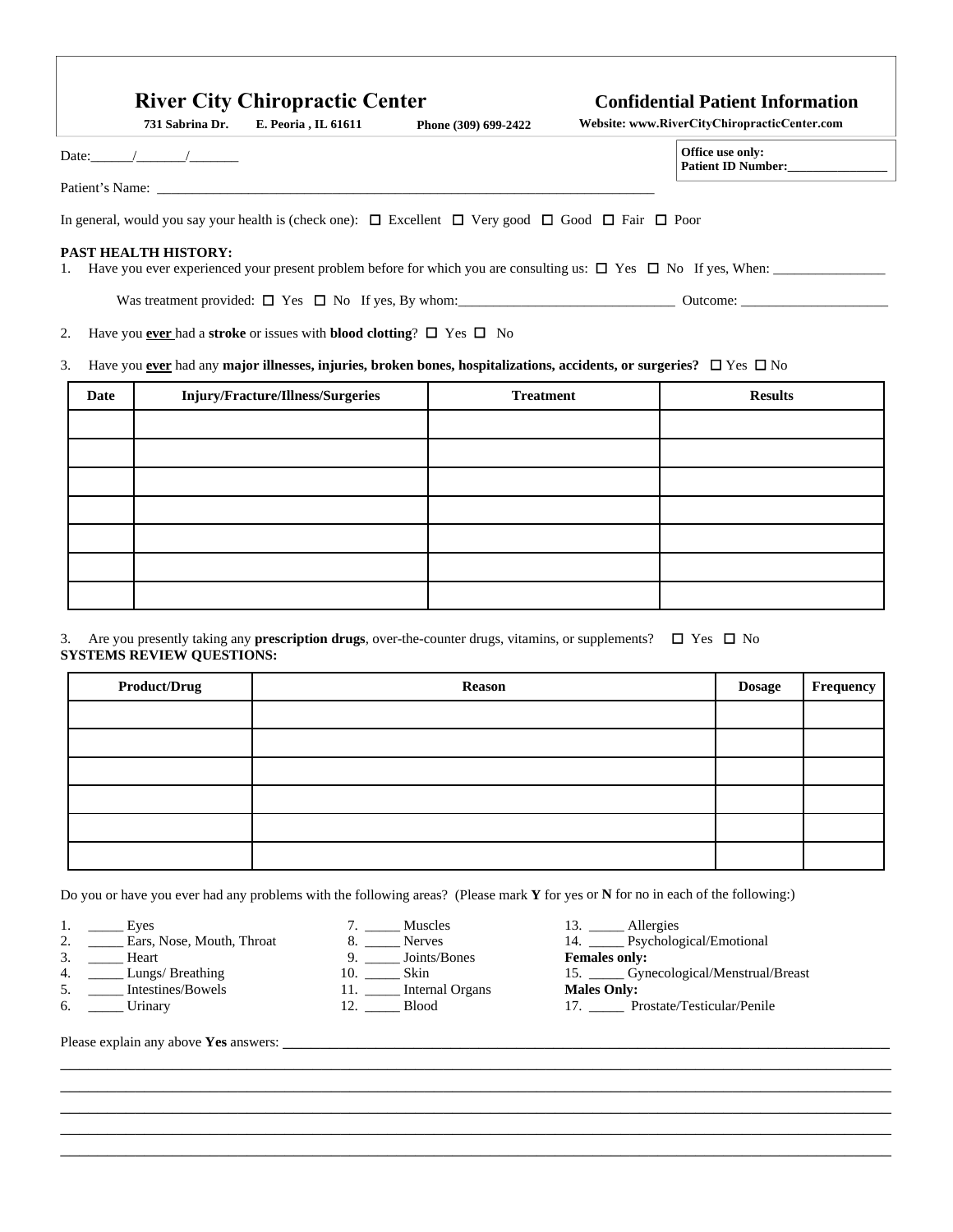# River City Chiropractic Center

**731 Sabrina Dr. E. Peoria , IL 61611 Phone (309) 699-2422**

## Confidential Patient Information

**Website: www.RiverCityChiropracticCenter.com**

Date:______/_______/_______

**Office use only:**
**Patient ID Number:_______________**

Patient's Name: ___________________________________________________________________________

In general, would you say your health is (check one): ☐ Excellent ☐ Very good ☐ Good ☐ Fair ☐ Poor

**PAST HEALTH HISTORY:**

1. Have you ever experienced your present problem before for which you are consulting us: ☐ Yes ☐ No If yes, When: ________________

   Was treatment provided: ☐ Yes ☐ No If yes, By whom:_______________________________ Outcome: _____________________

2. Have you **ever** had a **stroke** or issues with **blood clotting**? ☐ Yes ☐ No

3. Have you **ever** had any **major illnesses, injuries, broken bones, hospitalizations, accidents, or surgeries?** ☐ Yes ☐ No

| Date | Injury/Fracture/Illness/Surgeries | Treatment | Results |
|---|---|---|---|
| | | | |
| | | | |
| | | | |
| | | | |
| | | | |
| | | | |
| | | | |

3. Are you presently taking any **prescription drugs**, over-the-counter drugs, vitamins, or supplements? ☐ Yes ☐ No

**SYSTEMS REVIEW QUESTIONS:**

| Product/Drug | Reason | Dosage | Frequency |
|---|---|---|---|
| | | | |
| | | | |
| | | | |
| | | | |
| | | | |
| | | | |

Do you or have you ever had any problems with the following areas? (Please mark **Y** for yes or **N** for no in each of the following:)

1. _____ Eyes
2. _____ Ears, Nose, Mouth, Throat
3. _____ Heart
4. _____ Lungs/ Breathing
5. _____ Intestines/Bowels
6. _____ Urinary
7. _____ Muscles
8. _____ Nerves
9. _____ Joints/Bones
10. _____ Skin
11. _____ Internal Organs
12. _____ Blood
13. _____ Allergies
14. _____ Psychological/Emotional

**Females only:**

15. _____ Gynecological/Menstrual/Breast

**Males Only:**

17. _____ Prostate/Testicular/Penile

Please explain any above **Yes** answers: ____________________________________________________________________________

_____________________________________________________________________________________________________

_____________________________________________________________________________________________________

_____________________________________________________________________________________________________

_____________________________________________________________________________________________________

_____________________________________________________________________________________________________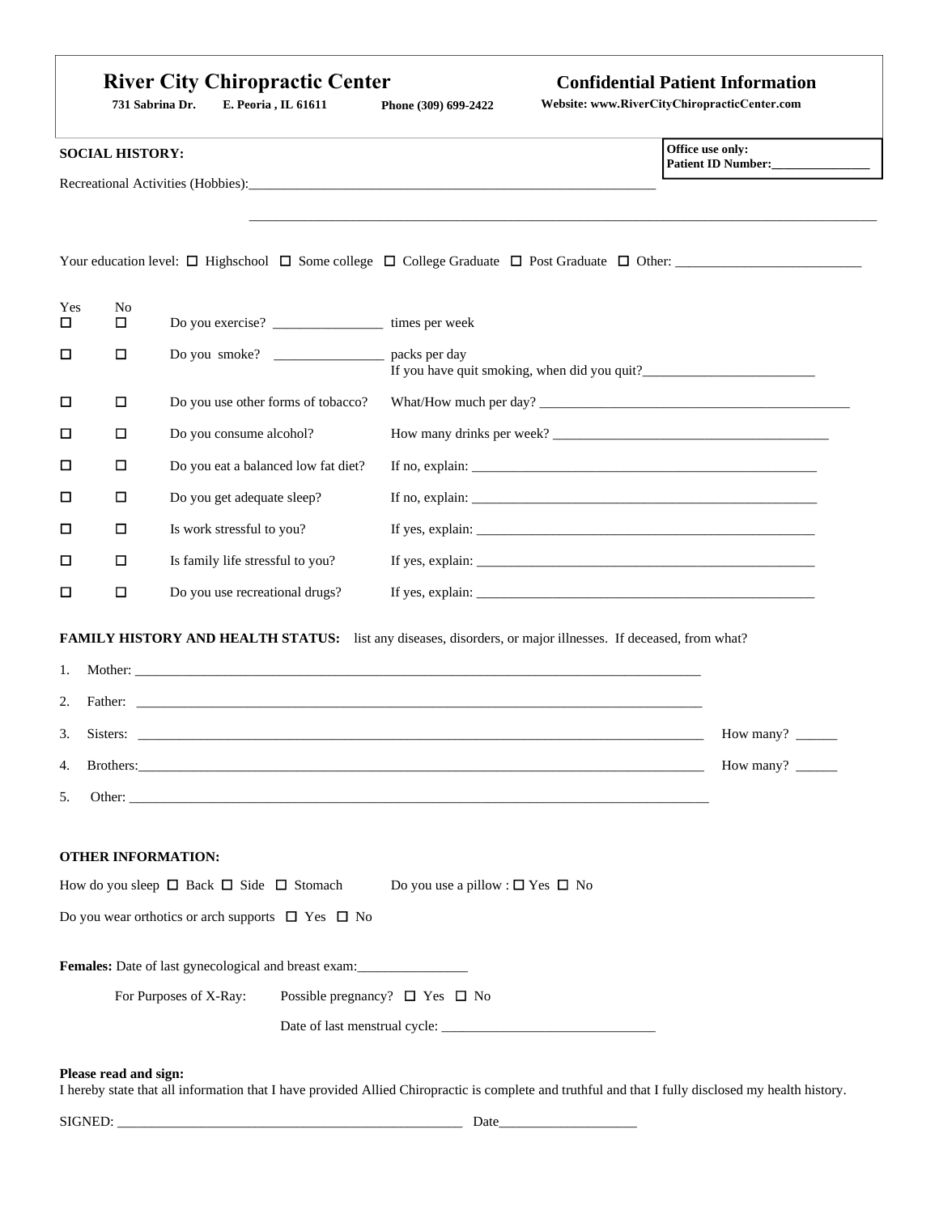# River City Chiropractic Center

**731 Sabrina Dr. E. Peoria , IL 61611 Phone (309) 699-2422**

## Confidential Patient Information

**Website: www.RiverCityChiropracticCenter.com**

**Office use only:**
**Patient ID Number:_______________**

**SOCIAL HISTORY:**

Recreational Activities (Hobbies):___________________________________________________________

_____________________________________________________________________________________________

Your education level: ☐ Highschool ☐ Some college ☐ College Graduate ☐ Post Graduate ☐ Other: ___________________________

| Yes | No | | |
|---|---|---|---|
| ☐ | ☐ | Do you exercise? ________________ | times per week |
| ☐ | ☐ | Do you smoke? ________________ | packs per day<br>If you have quit smoking, when did you quit?_________________________ |
| ☐ | ☐ | Do you use other forms of tobacco? | What/How much per day? _______________________________________________ |
| ☐ | ☐ | Do you consume alcohol? | How many drinks per week? _________________________________________ |
| ☐ | ☐ | Do you eat a balanced low fat diet? | If no, explain: _____________________________________________________ |
| ☐ | ☐ | Do you get adequate sleep? | If no, explain: _____________________________________________________ |
| ☐ | ☐ | Is work stressful to you? | If yes, explain: ____________________________________________________ |
| ☐ | ☐ | Is family life stressful to you? | If yes, explain: ____________________________________________________ |
| ☐ | ☐ | Do you use recreational drugs? | If yes, explain: ____________________________________________________ |

**FAMILY HISTORY AND HEALTH STATUS:** list any diseases, disorders, or major illnesses. If deceased, from what?

1. Mother: ___________________________________________________________________________________
2. Father: ___________________________________________________________________________________
3. Sisters: __________________________________________________________________________________ How many? ______
4. Brothers:__________________________________________________________________________________ How many? ______
5. Other: ____________________________________________________________________________________

**OTHER INFORMATION:**

How do you sleep ☐ Back ☐ Side ☐ Stomach Do you use a pillow : ☐ Yes ☐ No

Do you wear orthotics or arch supports ☐ Yes ☐ No

**Females:** Date of last gynecological and breast exam:________________

For Purposes of X-Ray: Possible pregnancy? ☐ Yes ☐ No

Date of last menstrual cycle: ______________________________

**Please read and sign:**
I hereby state that all information that I have provided Allied Chiropractic is complete and truthful and that I fully disclosed my health history.

SIGNED: ___________________________________________________ Date____________________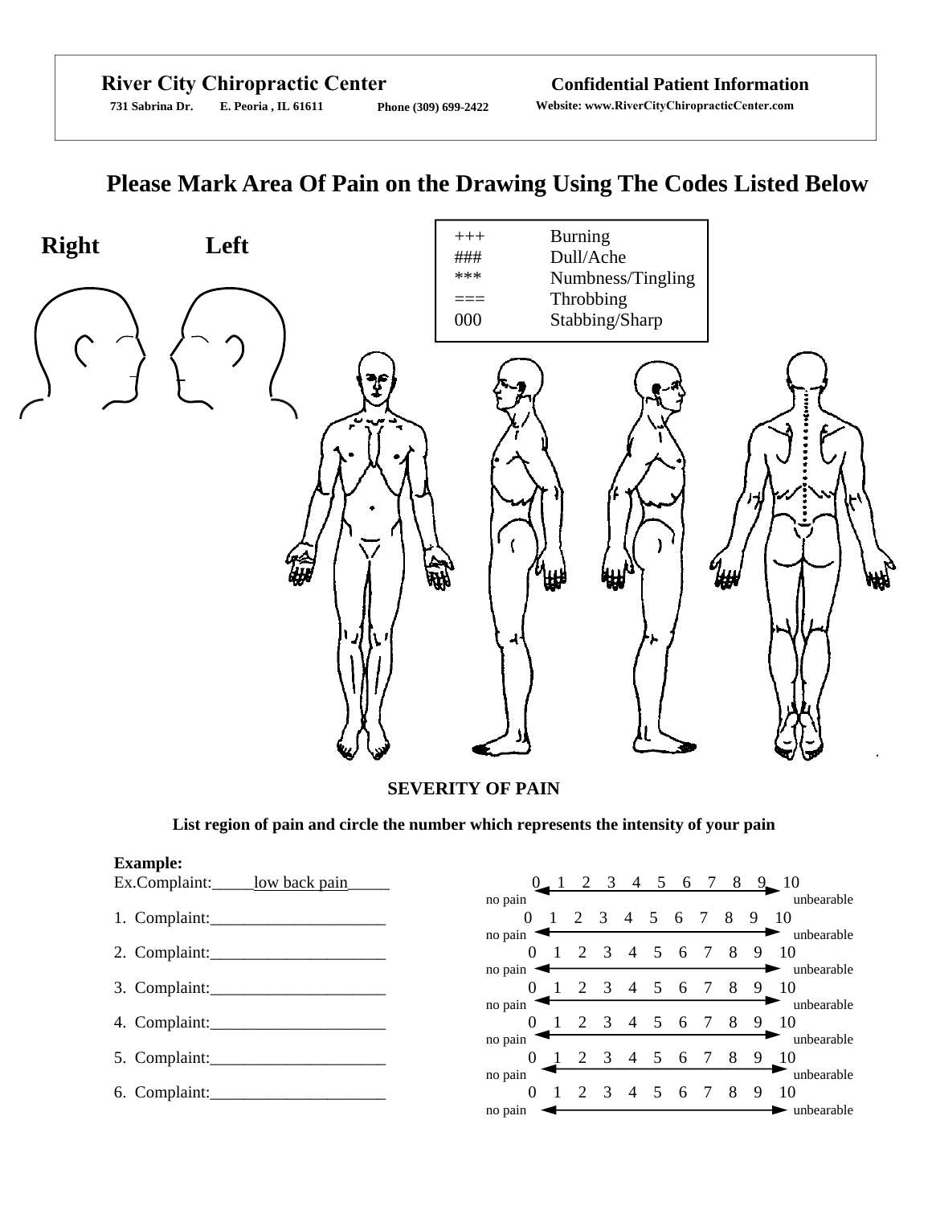**River City Chiropractic Center**

731 Sabrina Dr. E. Peoria , IL 61611 Phone (309) 699-2422

**Confidential Patient Information**

Website: www.RiverCityChiropracticCenter.com

## Please Mark Area Of Pain on the Drawing Using The Codes Listed Below

| | |
|---|---|
| +++ | Burning |
| ### | Dull/Ache |
| *** | Numbness/Tingling |
| === | Throbbing |
| 000 | Stabbing/Sharp |

**Right** **Left**

### SEVERITY OF PAIN

**List region of pain and circle the number which represents the intensity of your pain**

**Example:**

Ex.Complaint:_____low back pain_____ 0 1 2 3 4 5 6 7 8 9 10 (no pain — unbearable)

1. Complaint:_____________________ 0 1 2 3 4 5 6 7 8 9 10 (no pain — unbearable)
2. Complaint:_____________________ 0 1 2 3 4 5 6 7 8 9 10 (no pain — unbearable)
3. Complaint:_____________________ 0 1 2 3 4 5 6 7 8 9 10 (no pain — unbearable)
4. Complaint:_____________________ 0 1 2 3 4 5 6 7 8 9 10 (no pain — unbearable)
5. Complaint:_____________________ 0 1 2 3 4 5 6 7 8 9 10 (no pain — unbearable)
6. Complaint:_____________________ 0 1 2 3 4 5 6 7 8 9 10 (no pain — unbearable)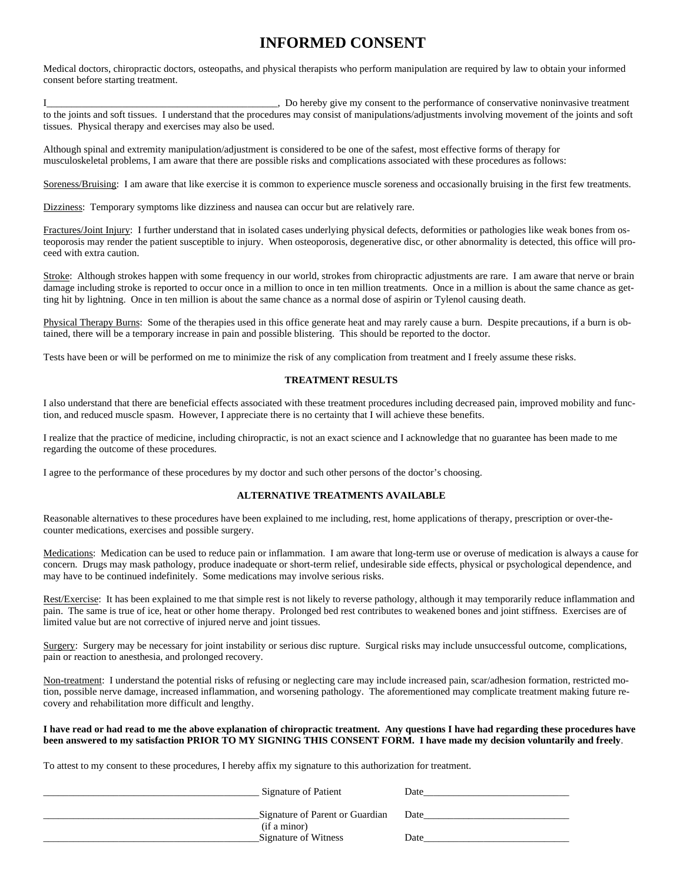# INFORMED CONSENT

Medical doctors, chiropractic doctors, osteopaths, and physical therapists who perform manipulation are required by law to obtain your informed consent before starting treatment.

I_______________________________________________, Do hereby give my consent to the performance of conservative noninvasive treatment to the joints and soft tissues. I understand that the procedures may consist of manipulations/adjustments involving movement of the joints and soft tissues. Physical therapy and exercises may also be used.

Although spinal and extremity manipulation/adjustment is considered to be one of the safest, most effective forms of therapy for musculoskeletal problems, I am aware that there are possible risks and complications associated with these procedures as follows:

<u>Soreness/Bruising</u>: I am aware that like exercise it is common to experience muscle soreness and occasionally bruising in the first few treatments.

<u>Dizziness</u>: Temporary symptoms like dizziness and nausea can occur but are relatively rare.

<u>Fractures/Joint Injury</u>: I further understand that in isolated cases underlying physical defects, deformities or pathologies like weak bones from osteoporosis may render the patient susceptible to injury. When osteoporosis, degenerative disc, or other abnormality is detected, this office will proceed with extra caution.

<u>Stroke</u>: Although strokes happen with some frequency in our world, strokes from chiropractic adjustments are rare. I am aware that nerve or brain damage including stroke is reported to occur once in a million to once in ten million treatments. Once in a million is about the same chance as getting hit by lightning. Once in ten million is about the same chance as a normal dose of aspirin or Tylenol causing death.

<u>Physical Therapy Burns</u>: Some of the therapies used in this office generate heat and may rarely cause a burn. Despite precautions, if a burn is obtained, there will be a temporary increase in pain and possible blistering. This should be reported to the doctor.

Tests have been or will be performed on me to minimize the risk of any complication from treatment and I freely assume these risks.

### TREATMENT RESULTS

I also understand that there are beneficial effects associated with these treatment procedures including decreased pain, improved mobility and function, and reduced muscle spasm. However, I appreciate there is no certainty that I will achieve these benefits.

I realize that the practice of medicine, including chiropractic, is not an exact science and I acknowledge that no guarantee has been made to me regarding the outcome of these procedures.

I agree to the performance of these procedures by my doctor and such other persons of the doctor's choosing.

### ALTERNATIVE TREATMENTS AVAILABLE

Reasonable alternatives to these procedures have been explained to me including, rest, home applications of therapy, prescription or over-the-counter medications, exercises and possible surgery.

<u>Medications</u>: Medication can be used to reduce pain or inflammation. I am aware that long-term use or overuse of medication is always a cause for concern. Drugs may mask pathology, produce inadequate or short-term relief, undesirable side effects, physical or psychological dependence, and may have to be continued indefinitely. Some medications may involve serious risks.

<u>Rest/Exercise</u>: It has been explained to me that simple rest is not likely to reverse pathology, although it may temporarily reduce inflammation and pain. The same is true of ice, heat or other home therapy. Prolonged bed rest contributes to weakened bones and joint stiffness. Exercises are of limited value but are not corrective of injured nerve and joint tissues.

<u>Surgery</u>: Surgery may be necessary for joint instability or serious disc rupture. Surgical risks may include unsuccessful outcome, complications, pain or reaction to anesthesia, and prolonged recovery.

<u>Non-treatment</u>: I understand the potential risks of refusing or neglecting care may include increased pain, scar/adhesion formation, restricted motion, possible nerve damage, increased inflammation, and worsening pathology. The aforementioned may complicate treatment making future recovery and rehabilitation more difficult and lengthy.

**I have read or had read to me the above explanation of chiropractic treatment. Any questions I have had regarding these procedures have been answered to my satisfaction PRIOR TO MY SIGNING THIS CONSENT FORM. I have made my decision voluntarily and freely**.

To attest to my consent to these procedures, I hereby affix my signature to this authorization for treatment.

___________________________________________ Signature of Patient Date_____________________________

___________________________________________ Signature of Parent or Guardian (if a minor) Date_____________________________

___________________________________________ Signature of Witness Date_____________________________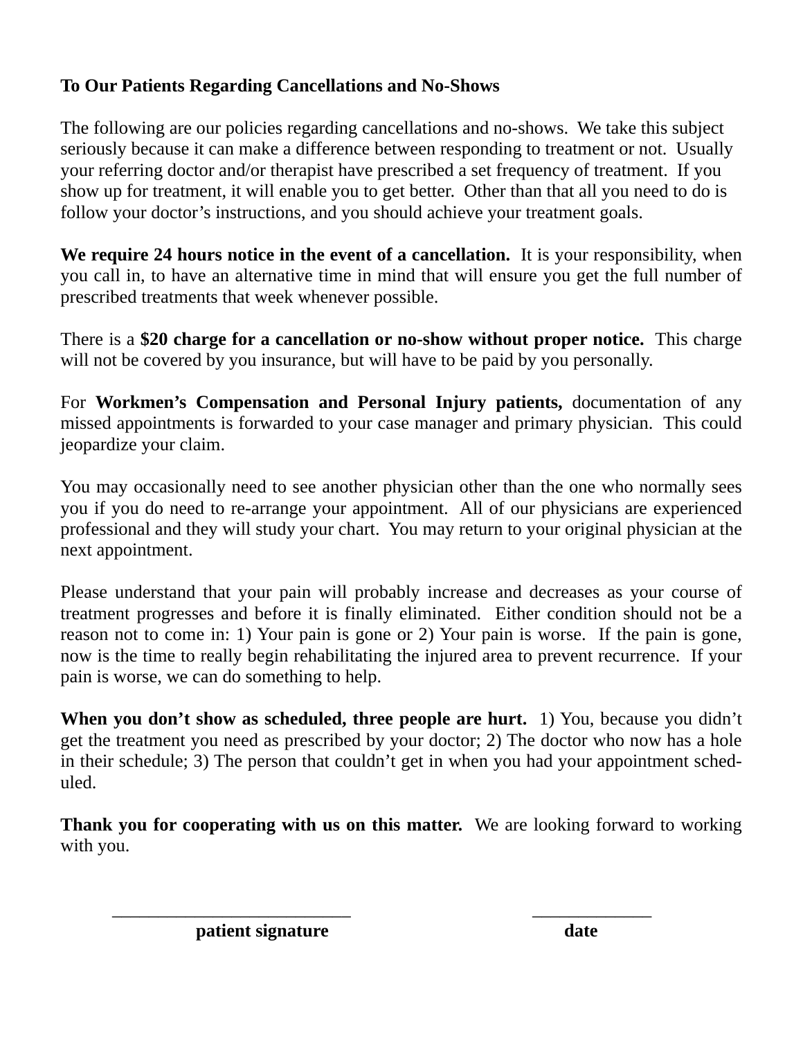**To Our Patients Regarding Cancellations and No-Shows**

The following are our policies regarding cancellations and no-shows. We take this subject seriously because it can make a difference between responding to treatment or not. Usually your referring doctor and/or therapist have prescribed a set frequency of treatment. If you show up for treatment, it will enable you to get better. Other than that all you need to do is follow your doctor's instructions, and you should achieve your treatment goals.

**We require 24 hours notice in the event of a cancellation.** It is your responsibility, when you call in, to have an alternative time in mind that will ensure you get the full number of prescribed treatments that week whenever possible.

There is a **$20 charge for a cancellation or no-show without proper notice.** This charge will not be covered by you insurance, but will have to be paid by you personally.

For **Workmen's Compensation and Personal Injury patients,** documentation of any missed appointments is forwarded to your case manager and primary physician. This could jeopardize your claim.

You may occasionally need to see another physician other than the one who normally sees you if you do need to re-arrange your appointment. All of our physicians are experienced professional and they will study your chart. You may return to your original physician at the next appointment.

Please understand that your pain will probably increase and decreases as your course of treatment progresses and before it is finally eliminated. Either condition should not be a reason not to come in: 1) Your pain is gone or 2) Your pain is worse. If the pain is gone, now is the time to really begin rehabilitating the injured area to prevent recurrence. If your pain is worse, we can do something to help.

**When you don't show as scheduled, three people are hurt.** 1) You, because you didn't get the treatment you need as prescribed by your doctor; 2) The doctor who now has a hole in their schedule; 3) The person that couldn't get in when you had your appointment scheduled.

**Thank you for cooperating with us on this matter.** We are looking forward to working with you.

\_\_\_\_\_\_\_\_\_\_\_\_\_\_\_\_\_\_\_\_\_\_\_\_\_\_\_\_ **patient signature**

\_\_\_\_\_\_\_\_\_\_\_\_\_\_ **date**